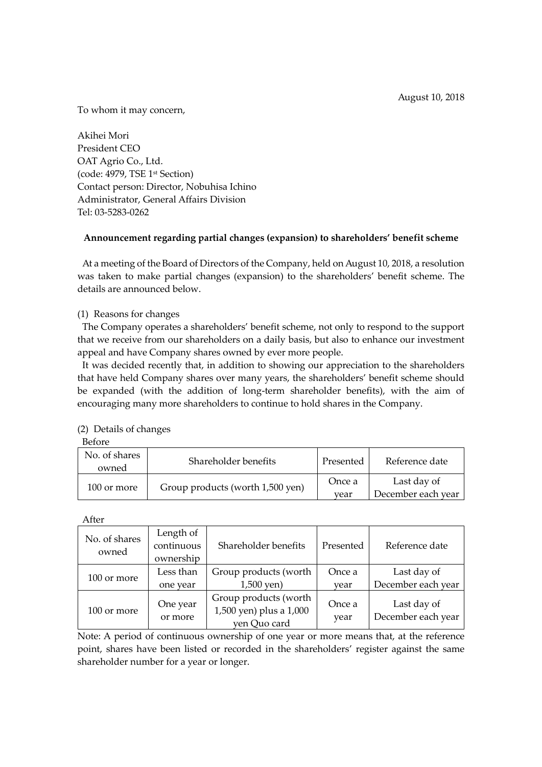August 10, 2018

To whom it may concern,

Akihei Mori
President CEO
OAT Agrio Co., Ltd.
(code: 4979, TSE 1st Section)
Contact person: Director, Nobuhisa Ichino
Administrator, General Affairs Division
Tel: 03-5283-0262

**Announcement regarding partial changes (expansion) to shareholders' benefit scheme**

At a meeting of the Board of Directors of the Company, held on August 10, 2018, a resolution was taken to make partial changes (expansion) to the shareholders' benefit scheme. The details are announced below.

(1) Reasons for changes

The Company operates a shareholders' benefit scheme, not only to respond to the support that we receive from our shareholders on a daily basis, but also to enhance our investment appeal and have Company shares owned by ever more people.

It was decided recently that, in addition to showing our appreciation to the shareholders that have held Company shares over many years, the shareholders' benefit scheme should be expanded (with the addition of long-term shareholder benefits), with the aim of encouraging many more shareholders to continue to hold shares in the Company.

(2) Details of changes

Before

| No. of shares owned | Shareholder benefits | Presented | Reference date |
|---|---|---|---|
| 100 or more | Group products (worth 1,500 yen) | Once a year | Last day of December each year |

After

| No. of shares owned | Length of continuous ownership | Shareholder benefits | Presented | Reference date |
|---|---|---|---|---|
| 100 or more | Less than one year | Group products (worth 1,500 yen) | Once a year | Last day of December each year |
| 100 or more | One year or more | Group products (worth 1,500 yen) plus a 1,000 yen Quo card | Once a year | Last day of December each year |

Note: A period of continuous ownership of one year or more means that, at the reference point, shares have been listed or recorded in the shareholders' register against the same shareholder number for a year or longer.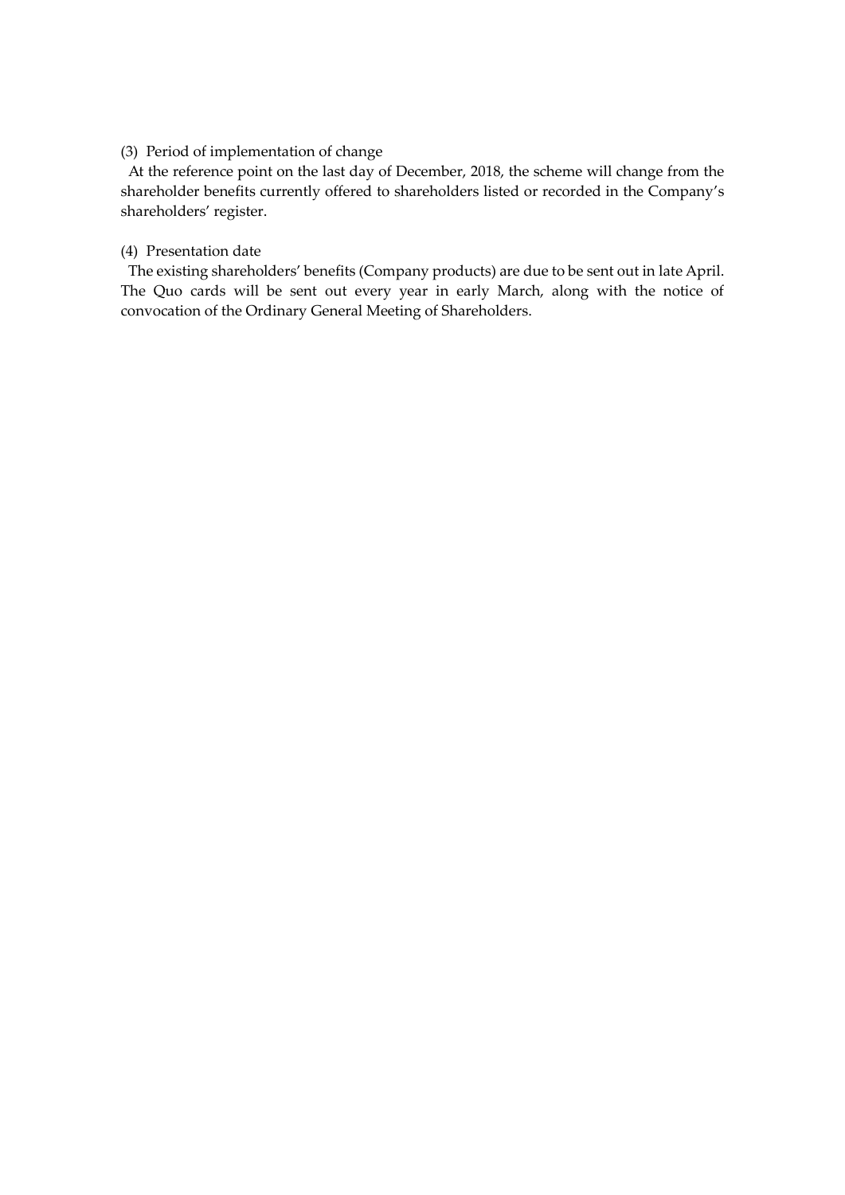(3) Period of implementation of change

At the reference point on the last day of December, 2018, the scheme will change from the shareholder benefits currently offered to shareholders listed or recorded in the Company's shareholders' register.

(4) Presentation date

The existing shareholders' benefits (Company products) are due to be sent out in late April. The Quo cards will be sent out every year in early March, along with the notice of convocation of the Ordinary General Meeting of Shareholders.